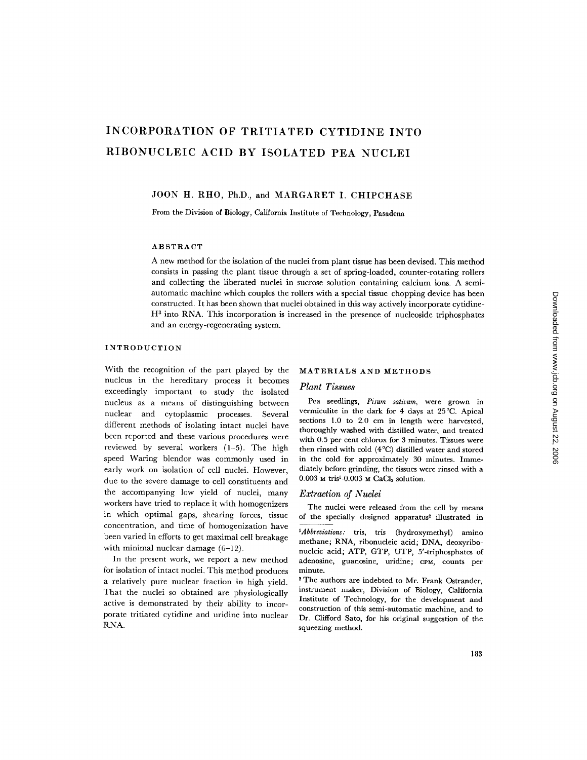# INCORPORATION OF TRITIATED CYTIDINE INTO RIBONUCLEIC ACID BY ISOLATED PEA NUCLEI

JOON H. RHO, Ph.D., and MARGARET I. CHIPCHASE

From the Division of Biology, California Institute of Technology, Pasadena

## ABSTRACT

A new method for the isolation of the nuclei from plant tissue has been devised. This method consists in passing the plant tissue through a set of spring-loaded, counter-rotating rollers and collecting the liberated nuclei in sucrose solution containing calcium ions. A semi-automatic machine which couples the rollers with a special tissue chopping device has been constructed. It has been shown that nuclei obtained in this way actively incorporate cytidine-$H^3$ into RNA. This incorporation is increased in the presence of nucleoside triphosphates and an energy-regenerating system.

## INTRODUCTION

With the recognition of the part played by the nucleus in the hereditary process it becomes exceedingly important to study the isolated nucleus as a means of distinguishing between nuclear and cytoplasmic processes. Several different methods of isolating intact nuclei have been reported and these various procedures were reviewed by several workers (1–5). The high speed Waring blendor was commonly used in early work on isolation of cell nuclei. However, due to the severe damage to cell constituents and the accompanying low yield of nuclei, many workers have tried to replace it with homogenizers in which optimal gaps, shearing forces, tissue concentration, and time of homogenization have been varied in efforts to get maximal cell breakage with minimal nuclear damage (6–12).

In the present work, we report a new method for isolation of intact nuclei. This method produces a relatively pure nuclear fraction in high yield. That the nuclei so obtained are physiologically active is demonstrated by their ability to incorporate tritiated cytidine and uridine into nuclear RNA.

## MATERIALS AND METHODS

### *Plant Tissues*

Pea seedlings, *Pisum sativum*, were grown in vermiculite in the dark for 4 days at 25°C. Apical sections 1.0 to 2.0 cm in length were harvested, thoroughly washed with distilled water, and treated with 0.5 per cent chlorox for 3 minutes. Tissues were then rinsed with cold (4°C) distilled water and stored in the cold for approximately 30 minutes. Immediately before grinding, the tissues were rinsed with a 0.003 M tris[1]-0.003 M $CaCl_2$ solution.

### *Extraction of Nuclei*

The nuclei were released from the cell by means of the specially designed apparatus[2] illustrated in

[1] *Abbreviations:* tris, tris (hydroxymethyl) amino methane; RNA, ribonucleic acid; DNA, deoxyribonucleic acid; ATP, GTP, UTP, 5′-triphosphates of adenosine, guanosine, uridine; CPM, counts per minute.

[2] The authors are indebted to Mr. Frank Ostrander, instrument maker, Division of Biology, California Institute of Technology, for the development and construction of this semi-automatic machine, and to Dr. Clifford Sato, for his original suggestion of the squeezing method.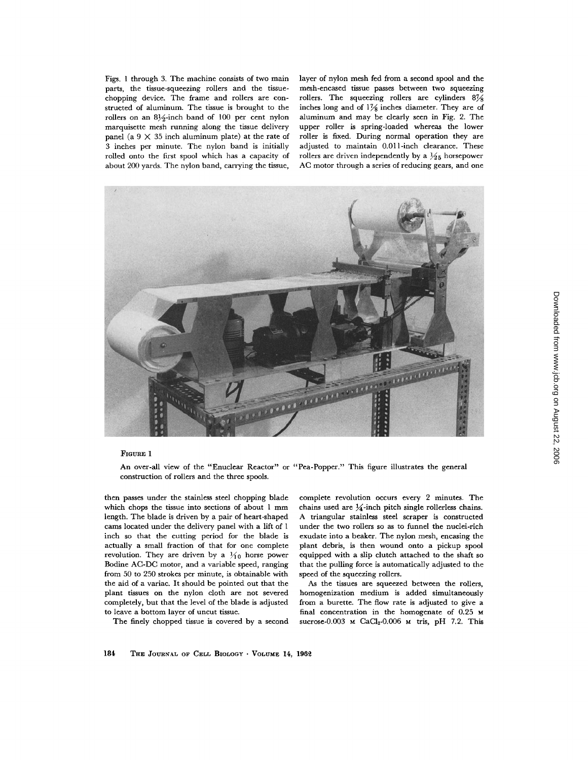Figs. 1 through 3. The machine consists of two main parts, the tissue-squeezing rollers and the tissue-chopping device. The frame and rollers are constructed of aluminum. The tissue is brought to the rollers on an 8½-inch band of 100 per cent nylon marquisette mesh running along the tissue delivery panel (a 9 × 35 inch aluminum plate) at the rate of 3 inches per minute. The nylon band is initially rolled onto the first spool which has a capacity of about 200 yards. The nylon band, carrying the tissue, then passes under the stainless steel chopping blade which chops the tissue into sections of about 1 mm length. The blade is driven by a pair of heart-shaped cams located under the delivery panel with a lift of 1 inch so that the cutting period for the blade is actually a small fraction of that for one complete revolution. They are driven by a 1/10 horse power Bodine AC-DC motor, and a variable speed, ranging from 50 to 250 strokes per minute, is obtainable with the aid of a variac. It should be pointed out that the plant tissues on the nylon cloth are not severed completely, but that the level of the blade is adjusted to leave a bottom layer of uncut tissue.

The finely chopped tissue is covered by a second layer of nylon mesh fed from a second spool and the mesh-encased tissue passes between two squeezing rollers. The squeezing rollers are cylinders 8⅞ inches long and of 1⅞ inches diameter. They are of aluminum and may be clearly seen in Fig. 2. The upper roller is spring-loaded whereas the lower roller is fixed. During normal operation they are adjusted to maintain 0.011-inch clearance. These rollers are driven independently by a 1/25 horsepower AC motor through a series of reducing gears, and one complete revolution occurs every 2 minutes. The chains used are ¼-inch pitch single rollerless chains. A triangular stainless steel scraper is constructed under the two rollers so as to funnel the nuclei-rich exudate into a beaker. The nylon mesh, encasing the plant debris, is then wound onto a pickup spool equipped with a slip clutch attached to the shaft so that the pulling force is automatically adjusted to the speed of the squeezing rollers.

As the tissues are squeezed between the rollers, homogenization medium is added simultaneously from a burette. The flow rate is adjusted to give a final concentration in the homogenate of 0.25 M sucrose-0.003 M $CaCl_2$-0.006 M tris, pH 7.2. This

FIGURE 1

An over-all view of the "Enuclear Reactor" or "Pea-Popper." This figure illustrates the general construction of rollers and the three spools.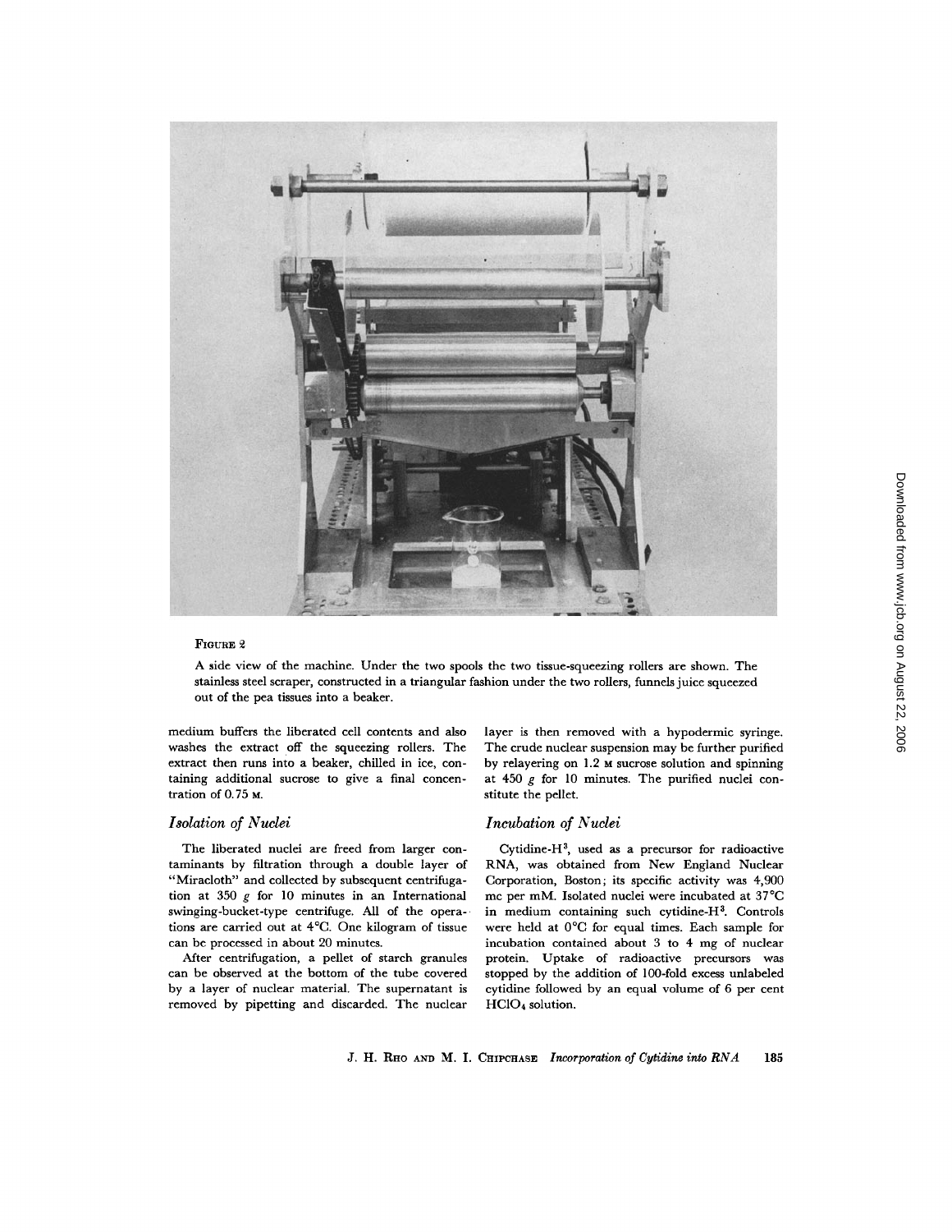FIGURE 2

A side view of the machine. Under the two spools the two tissue-squeezing rollers are shown. The stainless steel scraper, constructed in a triangular fashion under the two rollers, funnels juice squeezed out of the pea tissues into a beaker.

medium buffers the liberated cell contents and also washes the extract off the squeezing rollers. The extract then runs into a beaker, chilled in ice, containing additional sucrose to give a final concentration of 0.75 M.

### *Isolation of Nuclei*

The liberated nuclei are freed from larger contaminants by filtration through a double layer of "Miracloth" and collected by subsequent centrifugation at 350 *g* for 10 minutes in an International swinging-bucket-type centrifuge. All of the operations are carried out at 4°C. One kilogram of tissue can be processed in about 20 minutes.

After centrifugation, a pellet of starch granules can be observed at the bottom of the tube covered by a layer of nuclear material. The supernatant is removed by pipetting and discarded. The nuclear layer is then removed with a hypodermic syringe. The crude nuclear suspension may be further purified by relayering on 1.2 M sucrose solution and spinning at 450 *g* for 10 minutes. The purified nuclei constitute the pellet.

### *Incubation of Nuclei*

Cytidine-$H^3$, used as a precursor for radioactive RNA, was obtained from New England Nuclear Corporation, Boston; its specific activity was 4,900 mc per mM. Isolated nuclei were incubated at 37°C in medium containing such cytidine-$H^3$. Controls were held at 0°C for equal times. Each sample for incubation contained about 3 to 4 mg of nuclear protein. Uptake of radioactive precursors was stopped by the addition of 100-fold excess unlabeled cytidine followed by an equal volume of 6 per cent $HClO_4$ solution.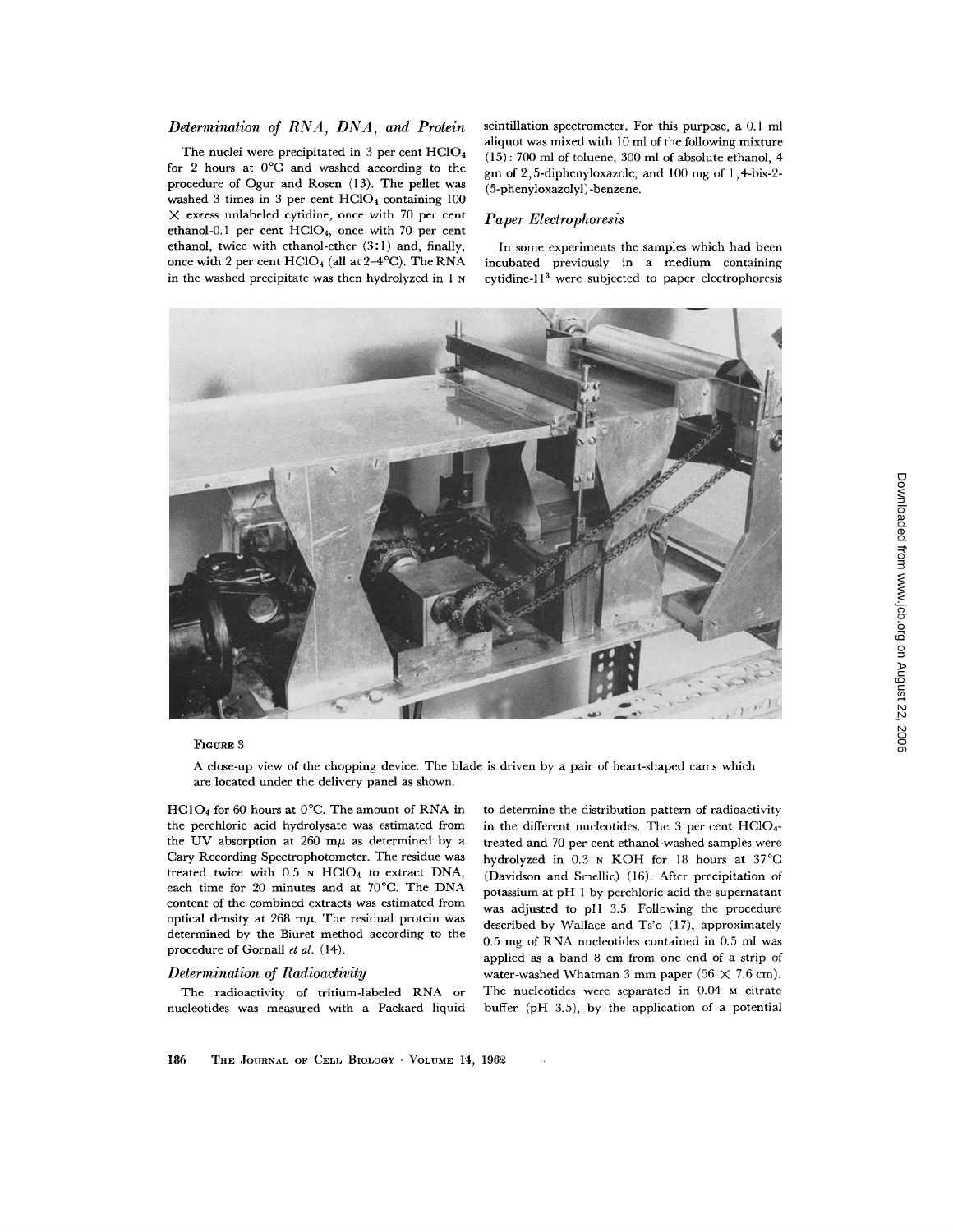### *Determination of RNA, DNA, and Protein*

The nuclei were precipitated in 3 per cent $HClO_4$ for 2 hours at 0°C and washed according to the procedure of Ogur and Rosen (13). The pellet was washed 3 times in 3 per cent $HClO_4$ containing 100 × excess unlabeled cytidine, once with 70 per cent ethanol-0.1 per cent $HClO_4$, once with 70 per cent ethanol, twice with ethanol-ether (3:1) and, finally, once with 2 per cent $HClO_4$ (all at 2–4°C). The RNA in the washed precipitate was then hydrolyzed in 1 N $HClO_4$ for 60 hours at 0°C. The amount of RNA in the perchloric acid hydrolysate was estimated from the UV absorption at 260 mμ as determined by a Cary Recording Spectrophotometer. The residue was treated twice with 0.5 N $HClO_4$ to extract DNA, each time for 20 minutes and at 70°C. The DNA content of the combined extracts was estimated from optical density at 268 mμ. The residual protein was determined by the Biuret method according to the procedure of Gornall *et al.* (14).

### *Determination of Radioactivity*

The radioactivity of tritium-labeled RNA or nucleotides was measured with a Packard liquid scintillation spectrometer. For this purpose, a 0.1 ml aliquot was mixed with 10 ml of the following mixture (15): 700 ml of toluene, 300 ml of absolute ethanol, 4 gm of 2,5-diphenyloxazole, and 100 mg of 1,4-bis-2-(5-phenyloxazolyl)-benzene.

### *Paper Electrophoresis*

In some experiments the samples which had been incubated previously in a medium containing cytidine-$H^3$ were subjected to paper electrophoresis to determine the distribution pattern of radioactivity in the different nucleotides. The 3 per cent $HClO_4$-treated and 70 per cent ethanol-washed samples were hydrolyzed in 0.3 N KOH for 18 hours at 37°C (Davidson and Smellie) (16). After precipitation of potassium at pH 1 by perchloric acid the supernatant was adjusted to pH 3.5. Following the procedure described by Wallace and Ts'o (17), approximately 0.5 mg of RNA nucleotides contained in 0.5 ml was applied as a band 8 cm from one end of a strip of water-washed Whatman 3 mm paper (56 × 7.6 cm). The nucleotides were separated in 0.04 M citrate buffer (pH 3.5), by the application of a potential

FIGURE 3

A close-up view of the chopping device. The blade is driven by a pair of heart-shaped cams which are located under the delivery panel as shown.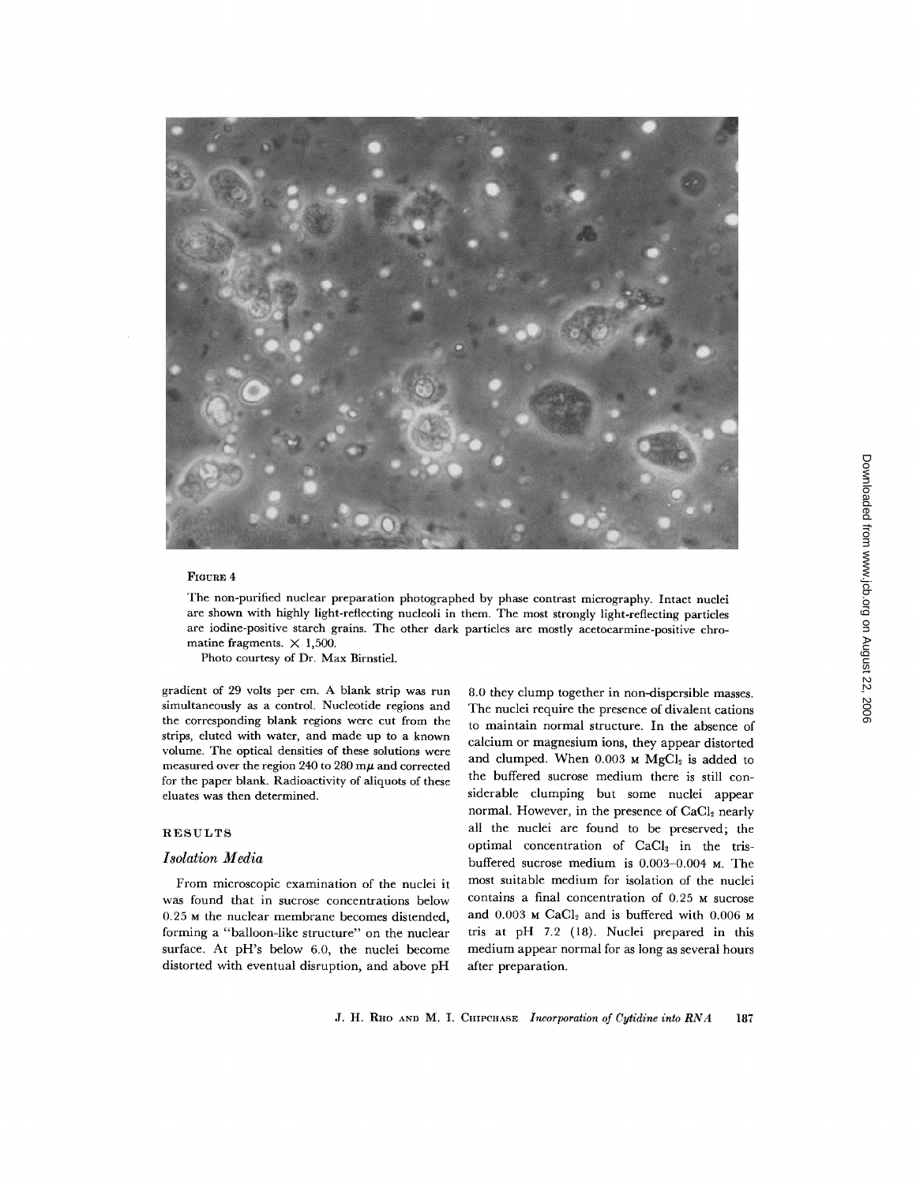FIGURE 4

The non-purified nuclear preparation photographed by phase contrast micrography. Intact nuclei are shown with highly light-reflecting nucleoli in them. The most strongly light-reflecting particles are iodine-positive starch grains. The other dark particles are mostly acetocarmine-positive chromatine fragments. × 1,500.

Photo courtesy of Dr. Max Birnstiel.

gradient of 29 volts per cm. A blank strip was run simultaneously as a control. Nucleotide regions and the corresponding blank regions were cut from the strips, eluted with water, and made up to a known volume. The optical densities of these solutions were measured over the region 240 to 280 mμ and corrected for the paper blank. Radioactivity of aliquots of these eluates was then determined.

## RESULTS

### *Isolation Media*

From microscopic examination of the nuclei it was found that in sucrose concentrations below 0.25 M the nuclear membrane becomes distended, forming a "balloon-like structure" on the nuclear surface. At pH's below 6.0, the nuclei become distorted with eventual disruption, and above pH 8.0 they clump together in non-dispersible masses. The nuclei require the presence of divalent cations to maintain normal structure. In the absence of calcium or magnesium ions, they appear distorted and clumped. When 0.003 M $MgCl_2$ is added to the buffered sucrose medium there is still considerable clumping but some nuclei appear normal. However, in the presence of $CaCl_2$ nearly all the nuclei are found to be preserved; the optimal concentration of $CaCl_2$ in the tris-buffered sucrose medium is 0.003–0.004 M. The most suitable medium for isolation of the nuclei contains a final concentration of 0.25 M sucrose and 0.003 M $CaCl_2$ and is buffered with 0.006 M tris at pH 7.2 (18). Nuclei prepared in this medium appear normal for as long as several hours after preparation.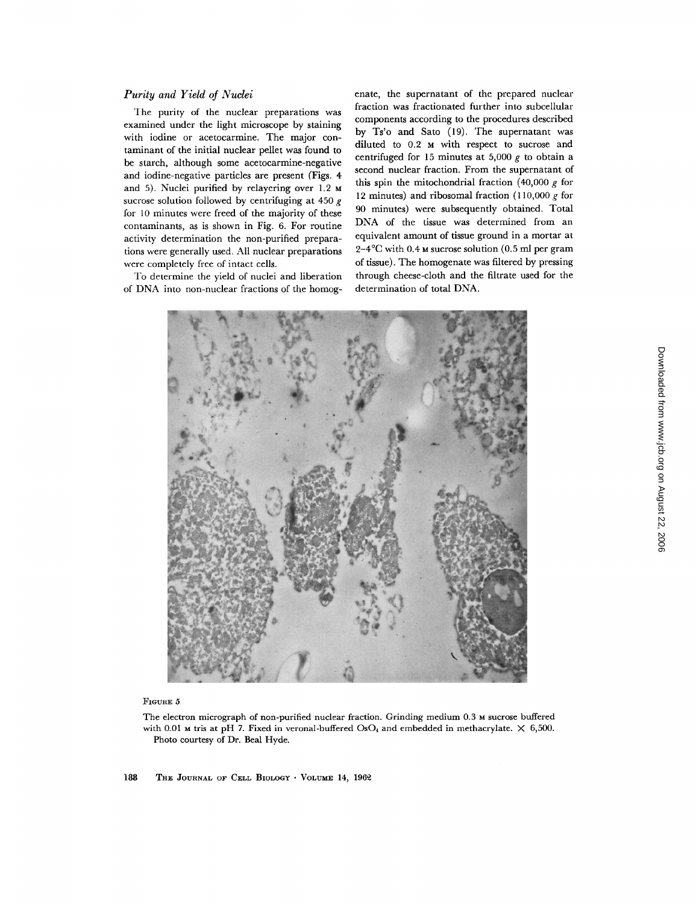### *Purity and Yield of Nuclei*

The purity of the nuclear preparations was examined under the light microscope by staining with iodine or acetocarmine. The major contaminant of the initial nuclear pellet was found to be starch, although some acetocarmine-negative and iodine-negative particles are present (Figs. 4 and 5). Nuclei purified by relayering over 1.2 M sucrose solution followed by centrifuging at 450 *g* for 10 minutes were freed of the majority of these contaminants, as is shown in Fig. 6. For routine activity determination the non-purified preparations were generally used. All nuclear preparations were completely free of intact cells.

To determine the yield of nuclei and liberation of DNA into non-nuclear fractions of the homogenate, the supernatant of the prepared nuclear fraction was fractionated further into subcellular components according to the procedures described by Ts'o and Sato (19). The supernatant was diluted to 0.2 M with respect to sucrose and centrifuged for 15 minutes at 5,000 *g* to obtain a second nuclear fraction. From the supernatant of this spin the mitochondrial fraction (40,000 *g* for 12 minutes) and ribosomal fraction (110,000 *g* for 90 minutes) were subsequently obtained. Total DNA of the tissue was determined from an equivalent amount of tissue ground in a mortar at 2–4°C with 0.4 M sucrose solution (0.5 ml per gram of tissue). The homogenate was filtered by pressing through cheese-cloth and the filtrate used for the determination of total DNA.

FIGURE 5

The electron micrograph of non-purified nuclear fraction. Grinding medium 0.3 M sucrose buffered with 0.01 M tris at pH 7. Fixed in veronal-buffered $OsO_4$ and embedded in methacrylate. × 6,500. Photo courtesy of Dr. Beal Hyde.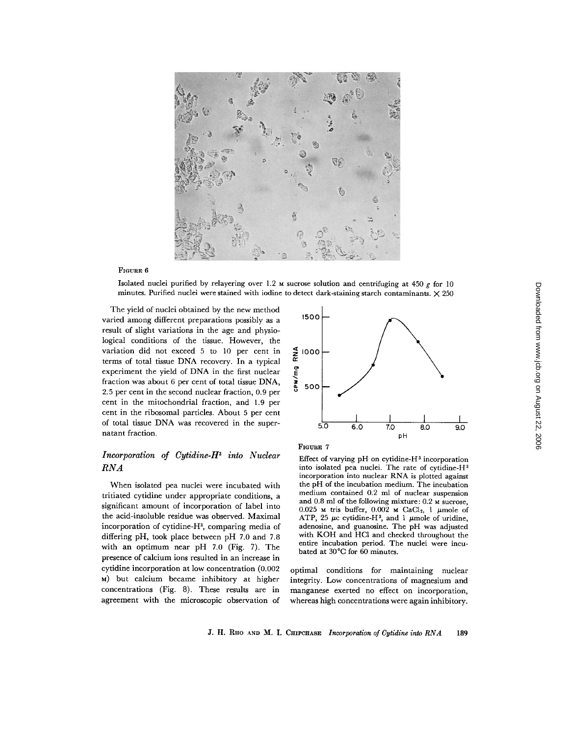FIGURE 6

Isolated nuclei purified by relayering over 1.2 M sucrose solution and centrifuging at 450 *g* for 10 minutes. Purified nuclei were stained with iodine to detect dark-staining starch contaminants. × 250

The yield of nuclei obtained by the new method varied among different preparations possibly as a result of slight variations in the age and physiological conditions of the tissue. However, the variation did not exceed 5 to 10 per cent in terms of total tissue DNA recovery. In a typical experiment the yield of DNA in the first nuclear fraction was about 6 per cent of total tissue DNA, 2.5 per cent in the second nuclear fraction, 0.9 per cent in the mitochondrial fraction, and 1.9 per cent in the ribosomal particles. About 5 per cent of total tissue DNA was recovered in the supernatant fraction.

### *Incorporation of Cytidine-$H^3$ into Nuclear RNA*

When isolated pea nuclei were incubated with tritiated cytidine under appropriate conditions, a significant amount of incorporation of label into the acid-insoluble residue was observed. Maximal incorporation of cytidine-$H^3$, comparing media of differing pH, took place between pH 7.0 and 7.8 with an optimum near pH 7.0 (Fig. 7). The presence of calcium ions resulted in an increase in cytidine incorporation at low concentration (0.002 M) but calcium became inhibitory at higher concentrations (Fig. 8). These results are in agreement with the microscopic observation of optimal conditions for maintaining nuclear integrity. Low concentrations of magnesium and manganese exerted no effect on incorporation, whereas high concentrations were again inhibitory.

FIGURE 7

Effect of varying pH on cytidine-$H^3$ incorporation into isolated pea nuclei. The rate of cytidine-$H^3$ incorporation into nuclear RNA is plotted against the pH of the incubation medium. The incubation medium contained 0.2 ml of nuclear suspension and 0.8 ml of the following mixture: 0.2 M sucrose, 0.025 M tris buffer, 0.002 M $CaCl_2$, 1 μmole of ATP, 25 μc cytidine-$H^3$, and 1 μmole of uridine, adenosine, and guanosine. The pH was adjusted with KOH and HCl and checked throughout the entire incubation period. The nuclei were incubated at 30°C for 60 minutes.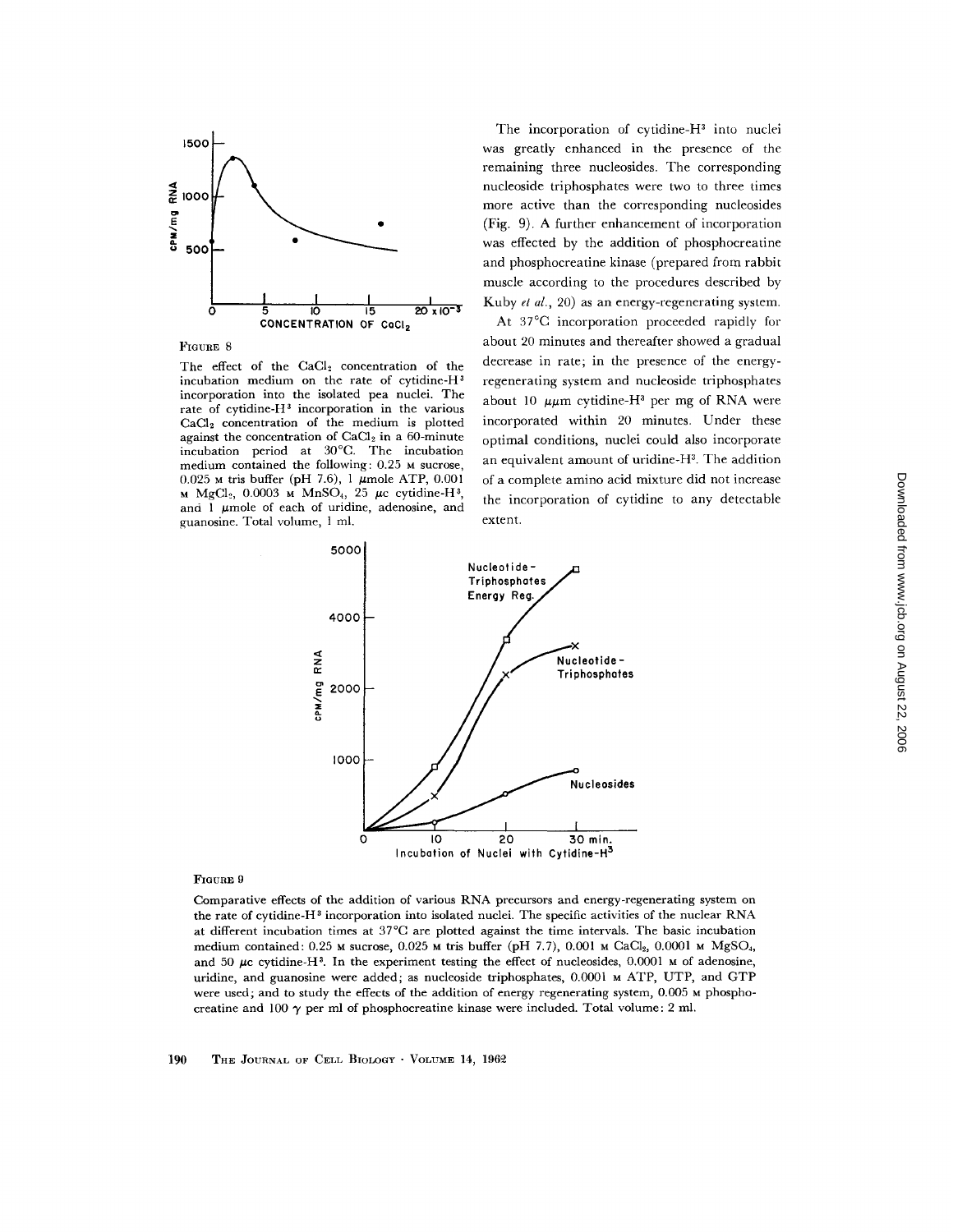FIGURE 8

The effect of the $CaCl_2$ concentration of the incubation medium on the rate of cytidine-$H^3$ incorporation into the isolated pea nuclei. The rate of cytidine-$H^3$ incorporation in the various $CaCl_2$ concentration of the medium is plotted against the concentration of $CaCl_2$ in a 60-minute incubation period at 30°C. The incubation medium contained the following: 0.25 M sucrose, 0.025 M tris buffer (pH 7.6), 1 µmole ATP, 0.001 M $MgCl_2$, 0.0003 M $MnSO_4$, 25 µc cytidine-$H^3$, and 1 µmole of each of uridine, adenosine, and guanosine. Total volume, 1 ml.

The incorporation of cytidine-$H^3$ into nuclei was greatly enhanced in the presence of the remaining three nucleosides. The corresponding nucleoside triphosphates were two to three times more active than the corresponding nucleosides (Fig. 9). A further enhancement of incorporation was effected by the addition of phosphocreatine and phosphocreatine kinase (prepared from rabbit muscle according to the procedures described by Kuby *et al.*, 20) as an energy-regenerating system.

At 37°C incorporation proceeded rapidly for about 20 minutes and thereafter showed a gradual decrease in rate; in the presence of the energy-regenerating system and nucleoside triphosphates about 10 µµm cytidine-$H^3$ per mg of RNA were incorporated within 20 minutes. Under these optimal conditions, nuclei could also incorporate an equivalent amount of uridine-$H^3$. The addition of a complete amino acid mixture did not increase the incorporation of cytidine to any detectable extent.

FIGURE 9

Comparative effects of the addition of various RNA precursors and energy-regenerating system on the rate of cytidine-$H^3$ incorporation into isolated nuclei. The specific activities of the nuclear RNA at different incubation times at 37°C are plotted against the time intervals. The basic incubation medium contained: 0.25 M sucrose, 0.025 M tris buffer (pH 7.7), 0.001 M $CaCl_2$, 0.0001 M $MgSO_4$, and 50 µc cytidine-$H^3$. In the experiment testing the effect of nucleosides, 0.0001 M of adenosine, uridine, and guanosine were added; as nucleoside triphosphates, 0.0001 M ATP, UTP, and GTP were used; and to study the effects of the addition of energy regenerating system, 0.005 M phosphocreatine and 100 γ per ml of phosphocreatine kinase were included. Total volume: 2 ml.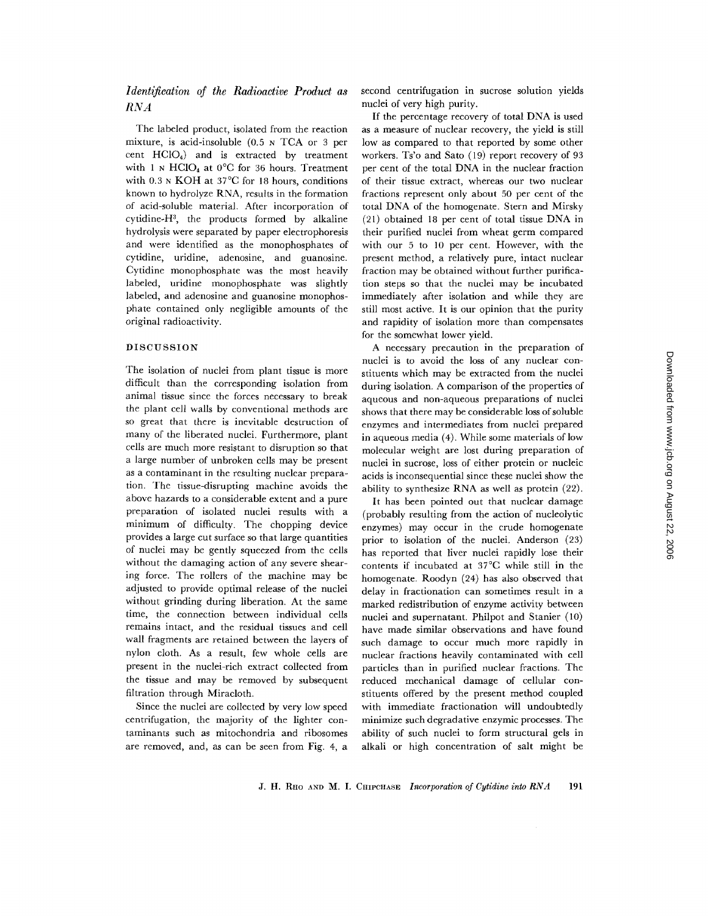### *Identification of the Radioactive Product as RNA*

The labeled product, isolated from the reaction mixture, is acid-insoluble (0.5 N TCA or 3 per cent $HClO_4$) and is extracted by treatment with 1 N $HClO_4$ at 0°C for 36 hours. Treatment with 0.3 N KOH at 37°C for 18 hours, conditions known to hydrolyze RNA, results in the formation of acid-soluble material. After incorporation of cytidine-$H^3$, the products formed by alkaline hydrolysis were separated by paper electrophoresis and were identified as the monophosphates of cytidine, uridine, adenosine, and guanosine. Cytidine monophosphate was the most heavily labeled, uridine monophosphate was slightly labeled, and adenosine and guanosine monophosphate contained only negligible amounts of the original radioactivity.

## DISCUSSION

The isolation of nuclei from plant tissue is more difficult than the corresponding isolation from animal tissue since the forces necessary to break the plant cell walls by conventional methods are so great that there is inevitable destruction of many of the liberated nuclei. Furthermore, plant cells are much more resistant to disruption so that a large number of unbroken cells may be present as a contaminant in the resulting nuclear preparation. The tissue-disrupting machine avoids the above hazards to a considerable extent and a pure preparation of isolated nuclei results with a minimum of difficulty. The chopping device provides a large cut surface so that large quantities of nuclei may be gently squeezed from the cells without the damaging action of any severe shearing force. The rollers of the machine may be adjusted to provide optimal release of the nuclei without grinding during liberation. At the same time, the connection between individual cells remains intact, and the residual tissues and cell wall fragments are retained between the layers of nylon cloth. As a result, few whole cells are present in the nuclei-rich extract collected from the tissue and may be removed by subsequent filtration through Miracloth.

Since the nuclei are collected by very low speed centrifugation, the majority of the lighter contaminants such as mitochondria and ribosomes are removed, and, as can be seen from Fig. 4, a second centrifugation in sucrose solution yields nuclei of very high purity.

If the percentage recovery of total DNA is used as a measure of nuclear recovery, the yield is still low as compared to that reported by some other workers. Ts'o and Sato (19) report recovery of 93 per cent of the total DNA in the nuclear fraction of their tissue extract, whereas our two nuclear fractions represent only about 50 per cent of the total DNA of the homogenate. Stern and Mirsky (21) obtained 18 per cent of total tissue DNA in their purified nuclei from wheat germ compared with our 5 to 10 per cent. However, with the present method, a relatively pure, intact nuclear fraction may be obtained without further purification steps so that the nuclei may be incubated immediately after isolation and while they are still most active. It is our opinion that the purity and rapidity of isolation more than compensates for the somewhat lower yield.

A necessary precaution in the preparation of nuclei is to avoid the loss of any nuclear constituents which may be extracted from the nuclei during isolation. A comparison of the properties of aqueous and non-aqueous preparations of nuclei shows that there may be considerable loss of soluble enzymes and intermediates from nuclei prepared in aqueous media (4). While some materials of low molecular weight are lost during preparation of nuclei in sucrose, loss of either protein or nucleic acids is inconsequential since these nuclei show the ability to synthesize RNA as well as protein (22).

It has been pointed out that nuclear damage (probably resulting from the action of nucleolytic enzymes) may occur in the crude homogenate prior to isolation of the nuclei. Anderson (23) has reported that liver nuclei rapidly lose their contents if incubated at 37°C while still in the homogenate. Roodyn (24) has also observed that delay in fractionation can sometimes result in a marked redistribution of enzyme activity between nuclei and supernatant. Philpot and Stanier (10) have made similar observations and have found such damage to occur much more rapidly in nuclear fractions heavily contaminated with cell particles than in purified nuclear fractions. The reduced mechanical damage of cellular constituents offered by the present method coupled with immediate fractionation will undoubtedly minimize such degradative enzymic processes. The ability of such nuclei to form structural gels in alkali or high concentration of salt might be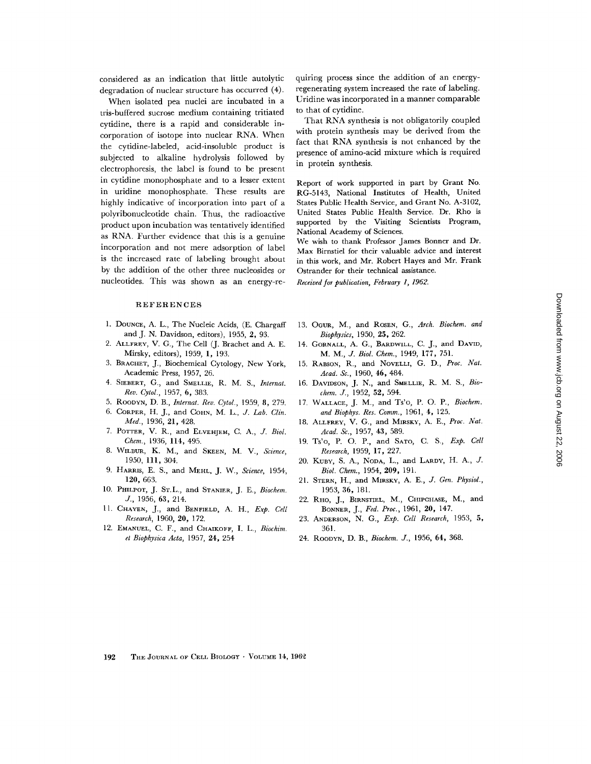considered as an indication that little autolytic degradation of nuclear structure has occurred (4).

When isolated pea nuclei are incubated in a tris-buffered sucrose medium containing tritiated cytidine, there is a rapid and considerable incorporation of isotope into nuclear RNA. When the cytidine-labeled, acid-insoluble product is subjected to alkaline hydrolysis followed by electrophoresis, the label is found to be present in cytidine monophosphate and to a lesser extent in uridine monophosphate. These results are highly indicative of incorporation into part of a polyribonucleotide chain. Thus, the radioactive product upon incubation was tentatively identified as RNA. Further evidence that this is a genuine incorporation and not mere adsorption of label is the increased rate of labeling brought about by the addition of the other three nucleosides or nucleotides. This was shown as an energy-requiring process since the addition of an energy-regenerating system increased the rate of labeling. Uridine was incorporated in a manner comparable to that of cytidine.

That RNA synthesis is not obligatorily coupled with protein synthesis may be derived from the fact that RNA synthesis is not enhanced by the presence of amino-acid mixture which is required in protein synthesis.

Report of work supported in part by Grant No. RG-5143, National Institutes of Health, United States Public Health Service, and Grant No. A-3102, United States Public Health Service. Dr. Rho is supported by the Visiting Scientists Program, National Academy of Sciences.

We wish to thank Professor James Bonner and Dr. Max Birnstiel for their valuable advice and interest in this work, and Mr. Robert Hayes and Mr. Frank Ostrander for their technical assistance.

*Received for publication, February 1, 1962.*

## REFERENCES

1. Dounce, A. L., The Nucleic Acids, (E. Chargaff and J. N. Davidson, editors), 1955, **2**, 93.
2. Allfrey, V. G., The Cell (J. Brachet and A. E. Mirsky, editors), 1959, **1**, 193.
3. Brachet, J., Biochemical Cytology, New York, Academic Press, 1957, 26.
4. Siebert, G., and Smellie, R. M. S., *Internat. Rev. Cytol.*, 1957, **6**, 383.
5. Roodyn, D. B., *Internat. Rev. Cytol.*, 1959, **8**, 279.
6. Corper, H. J., and Cohn, M. L., *J. Lab. Clin. Med.*, 1936, **21**, 428.
7. Potter, V. R., and Elvehjem, C. A., *J. Biol. Chem.*, 1936, **114**, 495.
8. Wilbur, K. M., and Skeen, M. V., *Science*, 1950, **111**, 304.
9. Harris, E. S., and Mehl, J. W., *Science*, 1954, **120**, 663.
10. Philpot, J. St.L., and Stanier, J. E., *Biochem. J.*, 1956, **63**, 214.
11. Chayen, J., and Benfield, A. H., *Exp. Cell Research*, 1960, **20**, 172.
12. Emanuel, C. F., and Chaikoff, I. L., *Biochim. et Biophysica Acta*, 1957, **24**, 254
13. Ogur, M., and Rosen, G., *Arch. Biochem. and Biophysics*, 1950, **25**, 262.
14. Gornall, A. G., Bardwill, C. J., and David, M. M., *J. Biol. Chem.*, 1949, **177**, 751.
15. Rabson, R., and Novelli, G. D., *Proc. Nat. Acad. Sc.*, 1960, **46**, 484.
16. Davidson, J. N., and Smellie, R. M. S., *Biochem. J.*, 1952, **52**, 594.
17. Wallace, J. M., and Ts'o, P. O. P., *Biochem. and Biophys. Res. Comm.*, 1961, **4**, 125.
18. Allfrey, V. G., and Mirsky, A. E., *Proc. Nat. Acad. Sc.*, 1957, **43**, 589.
19. Ts'o, P. O. P., and Sato, C. S., *Exp. Cell Research*, 1959, **17**, 227.
20. Kuby, S. A., Noda, L., and Lardy, H. A., *J. Biol. Chem.*, 1954, **209**, 191.
21. Stern, H., and Mirsky, A. E., *J. Gen. Physiol.*, 1953, **36**, 181.
22. Rho, J., Birnstiel, M., Chipchase, M., and Bonner, J., *Fed. Proc.*, 1961, **20**, 147.
23. Anderson, N. G., *Exp. Cell Research*, 1953, **5**, 361.
24. Roodyn, D. B., *Biochem. J.*, 1956, **64**, 368.